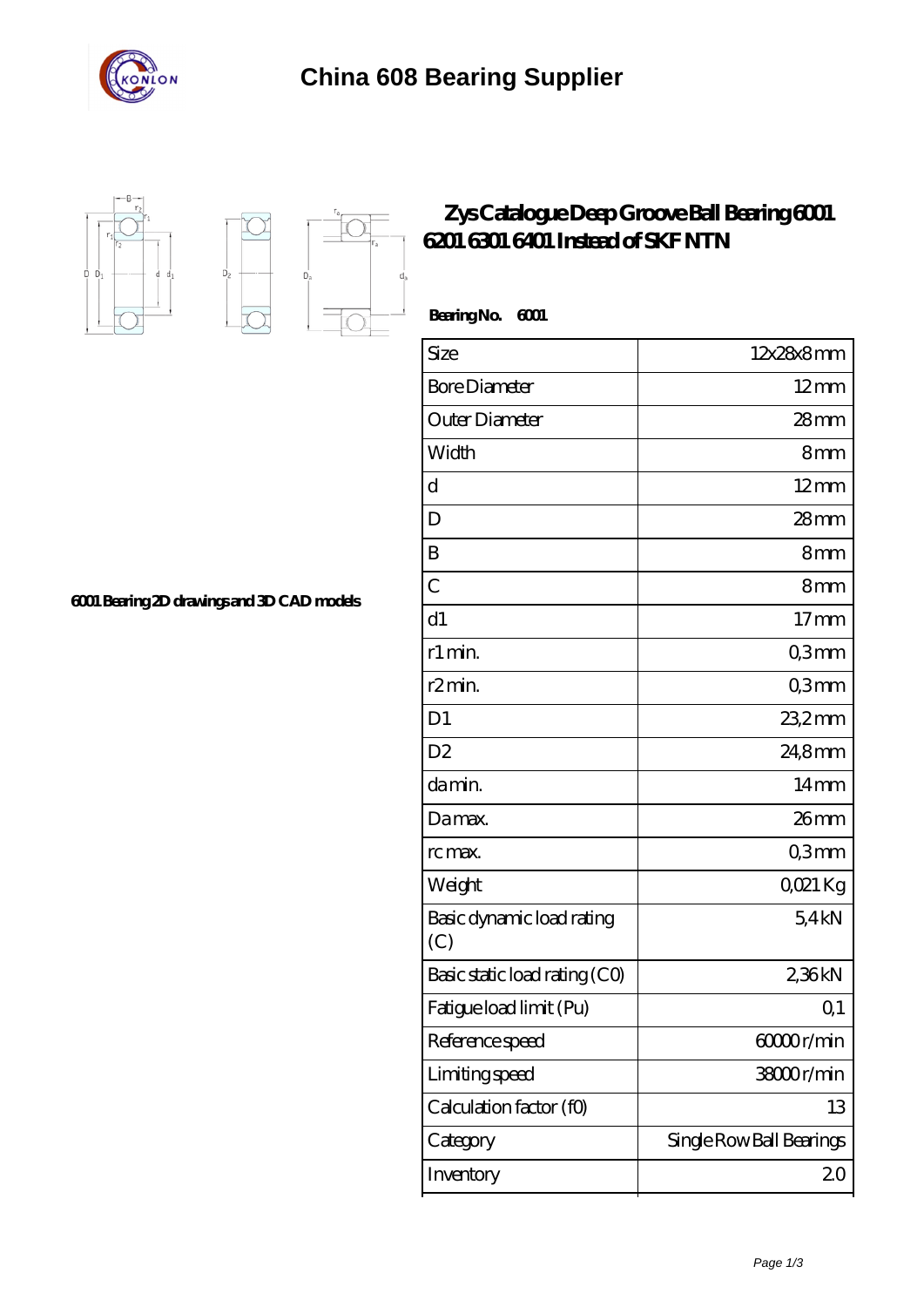# China 608 Bearing Supplier

## Zys Catalogue Deep Groove Ball Bearing 6001 6201 6301 6401 Instead of SKF NTN

6001 Bearing 2D drawings and 3D CAD models

**Bearing No.** 6001

| Size | 12x28x8 mm |
|---|---|
| Bore Diameter | 12 mm |
| Outer Diameter | 28 mm |
| Width | 8 mm |
| d | 12 mm |
| D | 28 mm |
| B | 8 mm |
| C | 8 mm |
| d1 | 17 mm |
| r1 min. | 0,3 mm |
| r2 min. | 0,3 mm |
| D1 | 23,2 mm |
| D2 | 24,8 mm |
| da min. | 14 mm |
| Da max. | 26 mm |
| rc max. | 0,3 mm |
| Weight | 0,021 Kg |
| Basic dynamic load rating (C) | 5,4 kN |
| Basic static load rating (C0) | 2,36 kN |
| Fatigue load limit (Pu) | 0,1 |
| Reference speed | 60000 r/min |
| Limiting speed | 38000 r/min |
| Calculation factor (f0) | 13 |
| Category | Single Row Ball Bearings |
| Inventory | 2.0 |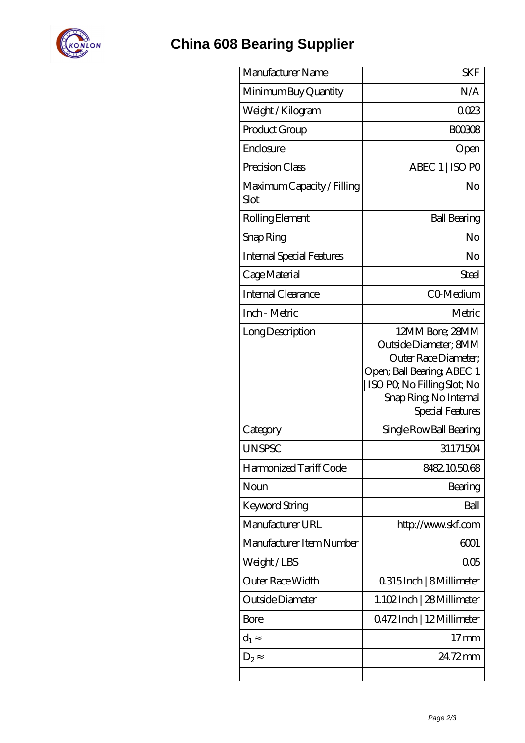# China 608 Bearing Supplier

| Manufacturer Name | SKF |
|---|---|
| Minimum Buy Quantity | N/A |
| Weight / Kilogram | 0.023 |
| Product Group | B00308 |
| Enclosure | Open |
| Precision Class | ABEC 1 \| ISO P0 |
| Maximum Capacity / Filling Slot | No |
| Rolling Element | Ball Bearing |
| Snap Ring | No |
| Internal Special Features | No |
| Cage Material | Steel |
| Internal Clearance | C0-Medium |
| Inch - Metric | Metric |
| Long Description | 12MM Bore; 28MM Outside Diameter; 8MM Outer Race Diameter; Open; Ball Bearing; ABEC 1 \| ISO P0; No Filling Slot; No Snap Ring; No Internal Special Features |
| Category | Single Row Ball Bearing |
| UNSPSC | 31171504 |
| Harmonized Tariff Code | 8482.10.50.68 |
| Noun | Bearing |
| Keyword String | Ball |
| Manufacturer URL | http://www.skf.com |
| Manufacturer Item Number | 6001 |
| Weight / LBS | 0.05 |
| Outer Race Width | 0.315 Inch \| 8 Millimeter |
| Outside Diameter | 1.102 Inch \| 28 Millimeter |
| Bore | 0.472 Inch \| 12 Millimeter |
| $d_1 \approx$ | 17 mm |
| $D_2 \approx$ | 24.72 mm |
| | |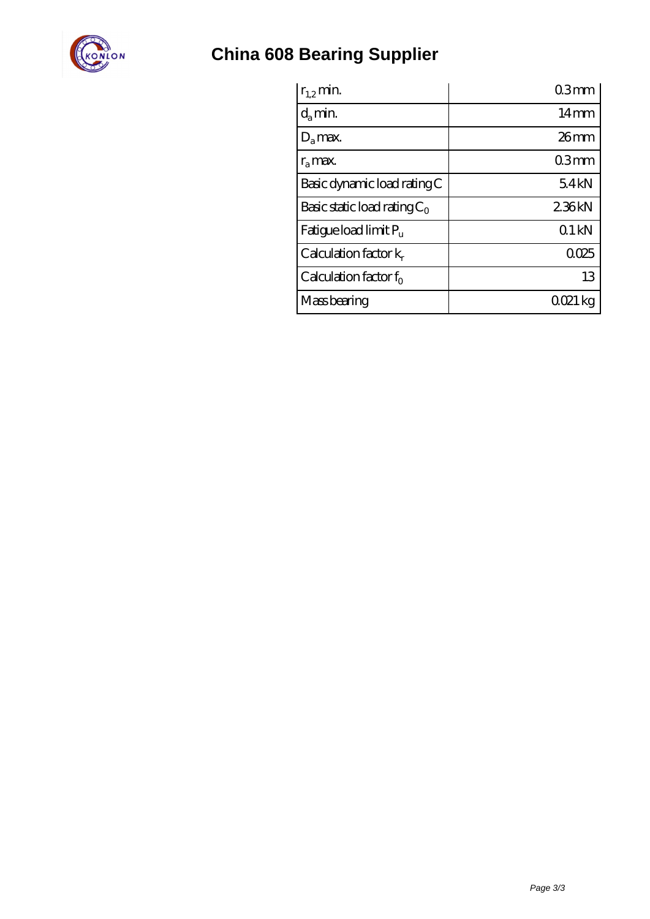# China 608 Bearing Supplier

| | |
|---|---|
| $r_{1,2}$ min. | 0.3 mm |
| $d_a$ min. | 14 mm |
| $D_a$ max. | 26 mm |
| $r_a$ max. | 0.3 mm |
| Basic dynamic load rating C | 5.4 kN |
| Basic static load rating $C_0$ | 2.36 kN |
| Fatigue load limit $P_u$ | 0.1 kN |
| Calculation factor $k_r$ | 0.025 |
| Calculation factor $f_0$ | 13 |
| Mass bearing | 0.021 kg |